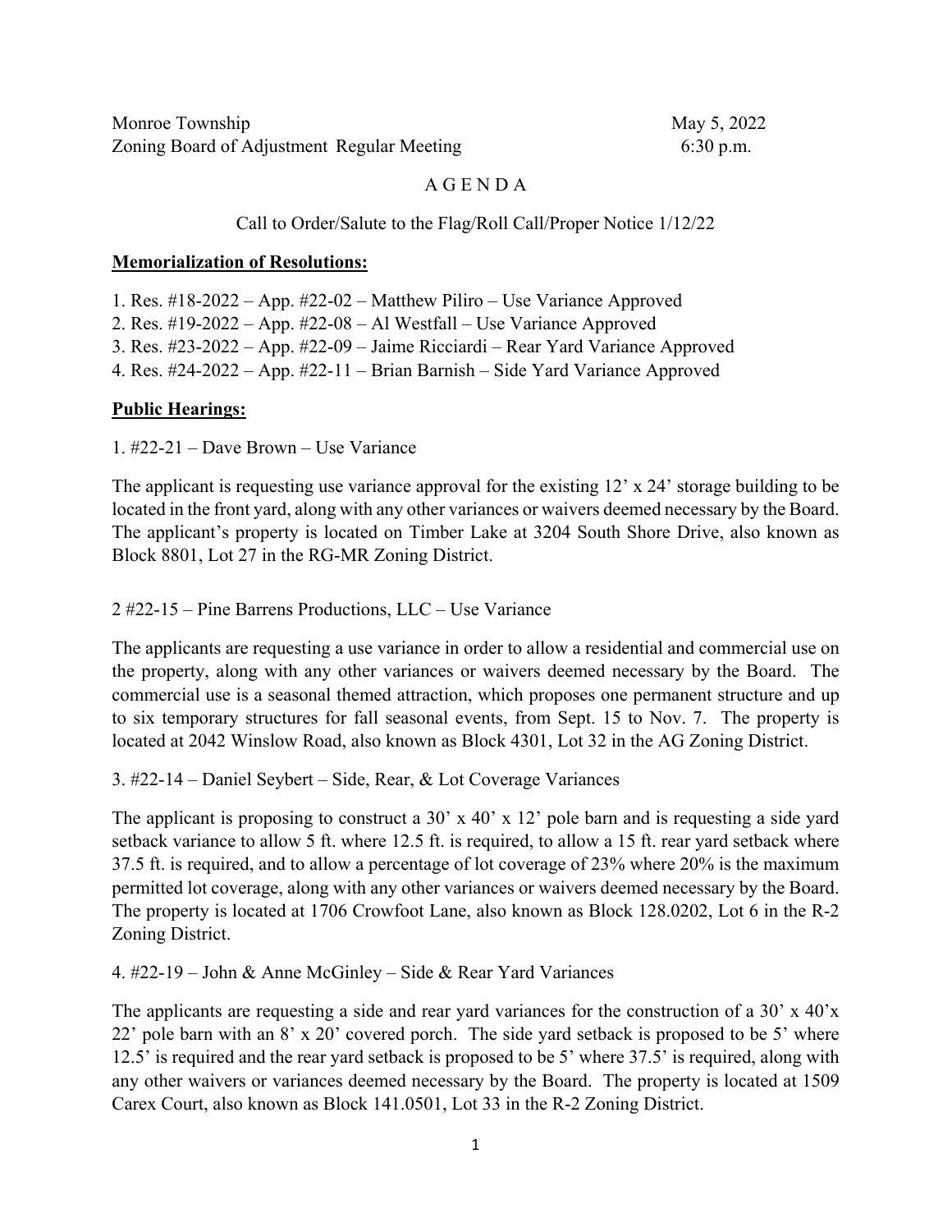Monroe Township  May 5, 2022
Zoning Board of Adjustment Regular Meeting  6:30 p.m.

# A G E N D A

Call to Order/Salute to the Flag/Roll Call/Proper Notice 1/12/22

**Memorialization of Resolutions:**

1. Res. #18-2022 – App. #22-02 – Matthew Piliro – Use Variance Approved
2. Res. #19-2022 – App. #22-08 – Al Westfall – Use Variance Approved
3. Res. #23-2022 – App. #22-09 – Jaime Ricciardi – Rear Yard Variance Approved
4. Res. #24-2022 – App. #22-11 – Brian Barnish – Side Yard Variance Approved

**Public Hearings:**

1. #22-21 – Dave Brown – Use Variance

The applicant is requesting use variance approval for the existing 12' x 24' storage building to be located in the front yard, along with any other variances or waivers deemed necessary by the Board. The applicant's property is located on Timber Lake at 3204 South Shore Drive, also known as Block 8801, Lot 27 in the RG-MR Zoning District.

2 #22-15 – Pine Barrens Productions, LLC – Use Variance

The applicants are requesting a use variance in order to allow a residential and commercial use on the property, along with any other variances or waivers deemed necessary by the Board. The commercial use is a seasonal themed attraction, which proposes one permanent structure and up to six temporary structures for fall seasonal events, from Sept. 15 to Nov. 7. The property is located at 2042 Winslow Road, also known as Block 4301, Lot 32 in the AG Zoning District.

3. #22-14 – Daniel Seybert – Side, Rear, & Lot Coverage Variances

The applicant is proposing to construct a 30' x 40' x 12' pole barn and is requesting a side yard setback variance to allow 5 ft. where 12.5 ft. is required, to allow a 15 ft. rear yard setback where 37.5 ft. is required, and to allow a percentage of lot coverage of 23% where 20% is the maximum permitted lot coverage, along with any other variances or waivers deemed necessary by the Board. The property is located at 1706 Crowfoot Lane, also known as Block 128.0202, Lot 6 in the R-2 Zoning District.

4. #22-19 – John & Anne McGinley – Side & Rear Yard Variances

The applicants are requesting a side and rear yard variances for the construction of a 30' x 40'x 22' pole barn with an 8' x 20' covered porch. The side yard setback is proposed to be 5' where 12.5' is required and the rear yard setback is proposed to be 5' where 37.5' is required, along with any other waivers or variances deemed necessary by the Board. The property is located at 1509 Carex Court, also known as Block 141.0501, Lot 33 in the R-2 Zoning District.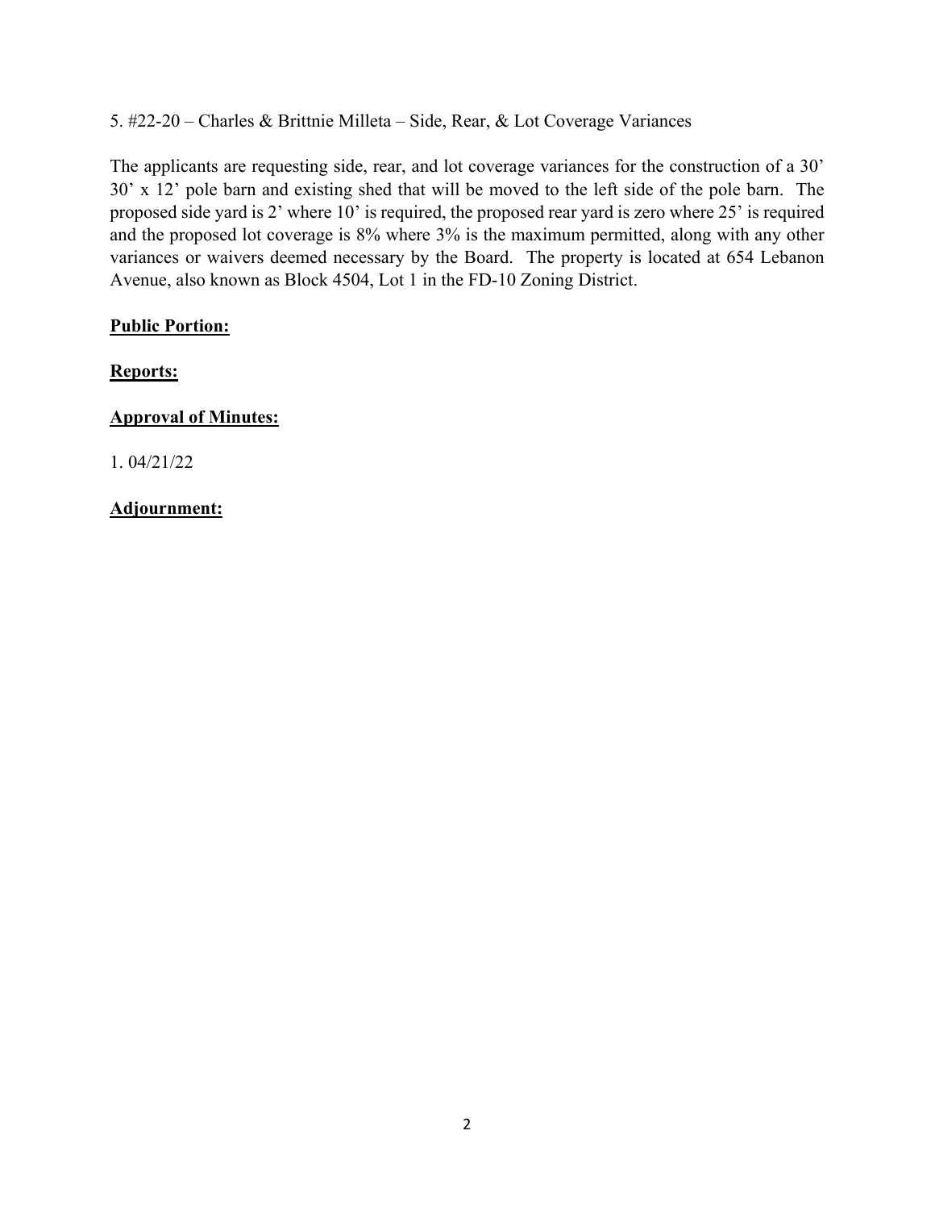5. #22-20 – Charles & Brittnie Milleta – Side, Rear, & Lot Coverage Variances

The applicants are requesting side, rear, and lot coverage variances for the construction of a 30' 30' x 12' pole barn and existing shed that will be moved to the left side of the pole barn. The proposed side yard is 2' where 10' is required, the proposed rear yard is zero where 25' is required and the proposed lot coverage is 8% where 3% is the maximum permitted, along with any other variances or waivers deemed necessary by the Board. The property is located at 654 Lebanon Avenue, also known as Block 4504, Lot 1 in the FD-10 Zoning District.

**Public Portion:**

**Reports:**

**Approval of Minutes:**

1. 04/21/22

**Adjournment:**